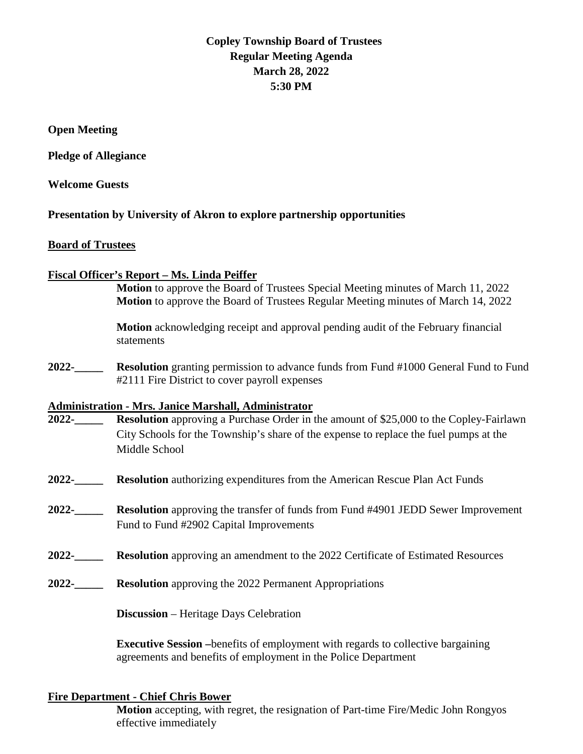# Copley Township Board of Trustees
# Regular Meeting Agenda
# March 28, 2022
# 5:30 PM

**Open Meeting**

**Pledge of Allegiance**

**Welcome Guests**

**Presentation by University of Akron to explore partnership opportunities**

**Board of Trustees**

**Fiscal Officer's Report – Ms. Linda Peiffer**

**Motion** to approve the Board of Trustees Special Meeting minutes of March 11, 2022
**Motion** to approve the Board of Trustees Regular Meeting minutes of March 14, 2022

**Motion** acknowledging receipt and approval pending audit of the February financial statements

**2022-_____** **Resolution** granting permission to advance funds from Fund #1000 General Fund to Fund #2111 Fire District to cover payroll expenses

**Administration - Mrs. Janice Marshall, Administrator**

**2022-_____** **Resolution** approving a Purchase Order in the amount of $25,000 to the Copley-Fairlawn City Schools for the Township's share of the expense to replace the fuel pumps at the Middle School

**2022-_____** **Resolution** authorizing expenditures from the American Rescue Plan Act Funds

**2022-_____** **Resolution** approving the transfer of funds from Fund #4901 JEDD Sewer Improvement Fund to Fund #2902 Capital Improvements

**2022-_____** **Resolution** approving an amendment to the 2022 Certificate of Estimated Resources

**2022-_____** **Resolution** approving the 2022 Permanent Appropriations

**Discussion** – Heritage Days Celebration

**Executive Session –**benefits of employment with regards to collective bargaining agreements and benefits of employment in the Police Department

**Fire Department - Chief Chris Bower**

**Motion** accepting, with regret, the resignation of Part-time Fire/Medic John Rongyos effective immediately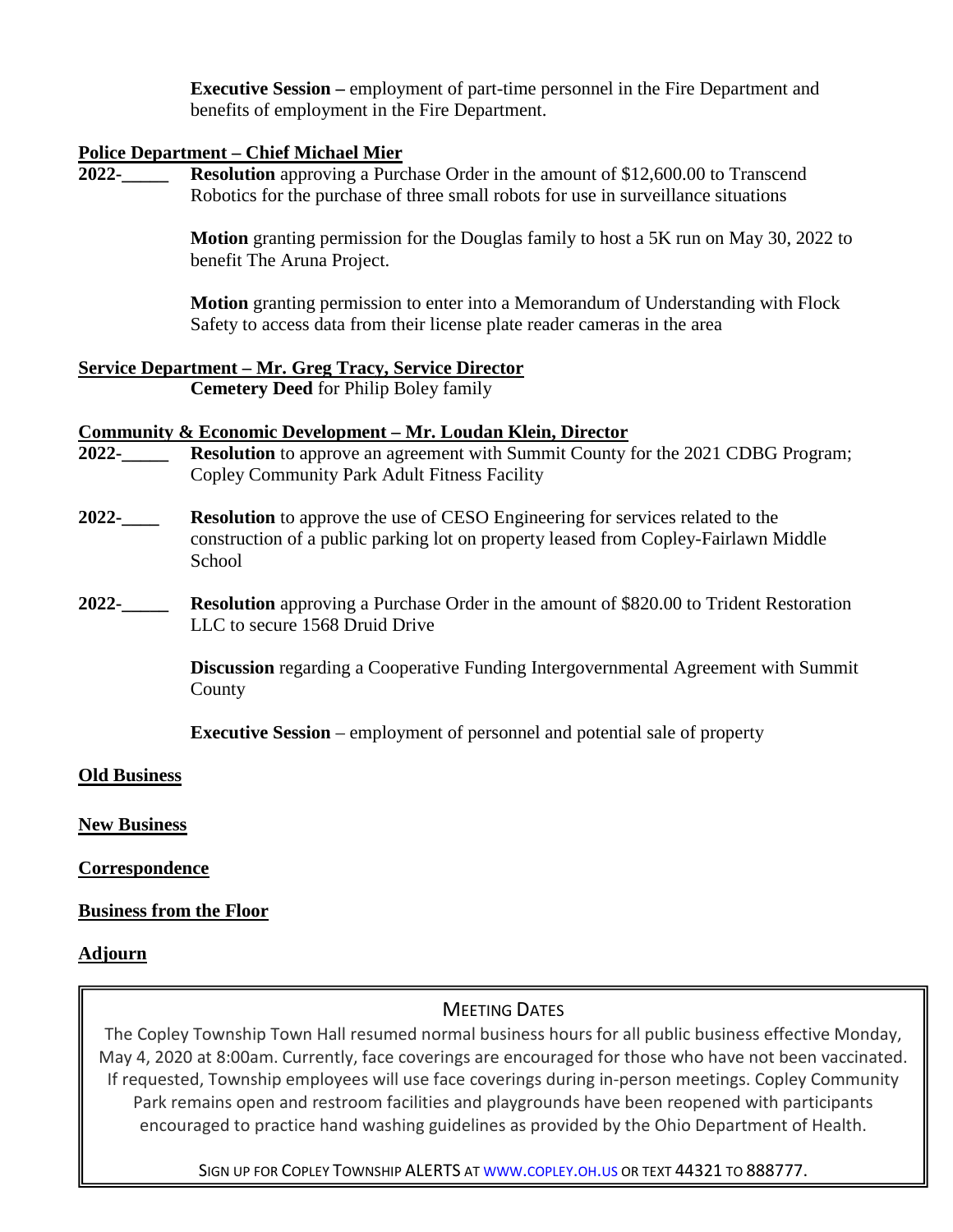**Executive Session –** employment of part-time personnel in the Fire Department and benefits of employment in the Fire Department.

**Police Department – Chief Michael Mier**

**2022-_____** **Resolution** approving a Purchase Order in the amount of $12,600.00 to Transcend Robotics for the purchase of three small robots for use in surveillance situations

**Motion** granting permission for the Douglas family to host a 5K run on May 30, 2022 to benefit The Aruna Project.

**Motion** granting permission to enter into a Memorandum of Understanding with Flock Safety to access data from their license plate reader cameras in the area

**Service Department – Mr. Greg Tracy, Service Director**

**Cemetery Deed** for Philip Boley family

**Community & Economic Development – Mr. Loudan Klein, Director**

**2022-_____** **Resolution** to approve an agreement with Summit County for the 2021 CDBG Program; Copley Community Park Adult Fitness Facility

**2022-____** **Resolution** to approve the use of CESO Engineering for services related to the construction of a public parking lot on property leased from Copley-Fairlawn Middle School

**2022-_____** **Resolution** approving a Purchase Order in the amount of $820.00 to Trident Restoration LLC to secure 1568 Druid Drive

**Discussion** regarding a Cooperative Funding Intergovernmental Agreement with Summit County

**Executive Session** – employment of personnel and potential sale of property

**Old Business**

**New Business**

**Correspondence**

**Business from the Floor**

**Adjourn**

MEETING DATES

The Copley Township Town Hall resumed normal business hours for all public business effective Monday, May 4, 2020 at 8:00am. Currently, face coverings are encouraged for those who have not been vaccinated. If requested, Township employees will use face coverings during in-person meetings. Copley Community Park remains open and restroom facilities and playgrounds have been reopened with participants encouraged to practice hand washing guidelines as provided by the Ohio Department of Health.

SIGN UP FOR COPLEY TOWNSHIP ALERTS AT WWW.COPLEY.OH.US OR TEXT 44321 TO 888777.